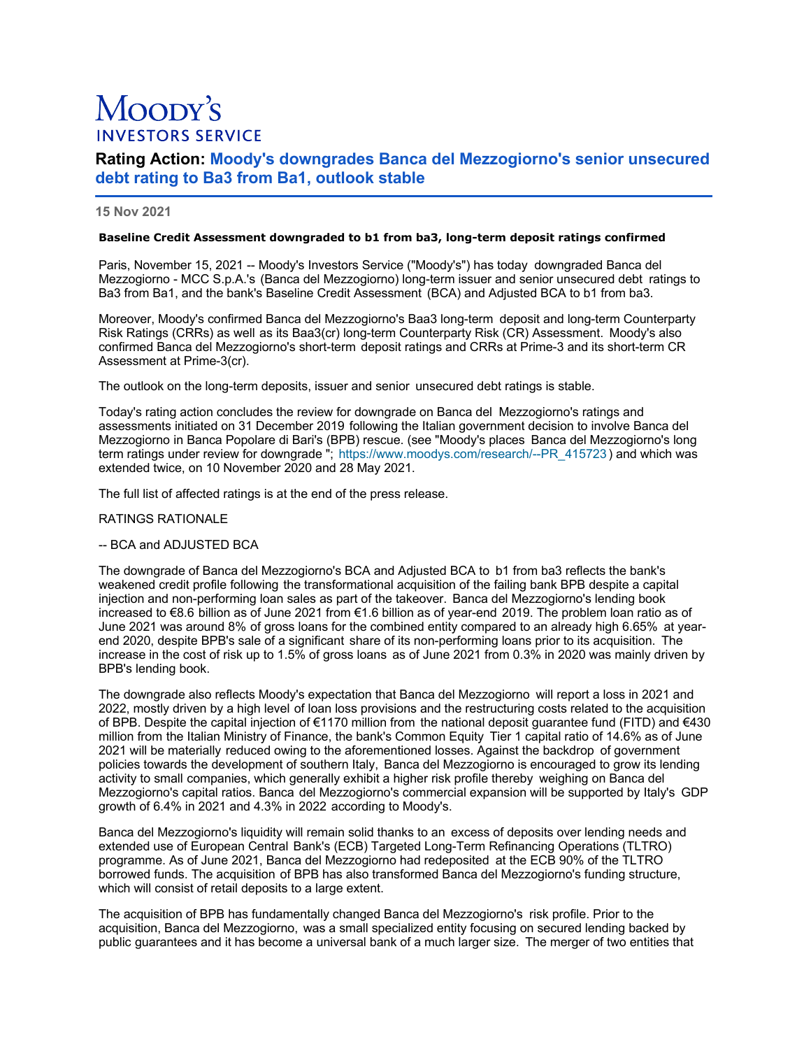# Moody's INVESTORS SERVICE

## Rating Action: Moody's downgrades Banca del Mezzogiorno's senior unsecured debt rating to Ba3 from Ba1, outlook stable

**15 Nov 2021**

**Baseline Credit Assessment downgraded to b1 from ba3, long-term deposit ratings confirmed**

Paris, November 15, 2021 -- Moody's Investors Service ("Moody's") has today downgraded Banca del Mezzogiorno - MCC S.p.A.'s (Banca del Mezzogiorno) long-term issuer and senior unsecured debt ratings to Ba3 from Ba1, and the bank's Baseline Credit Assessment (BCA) and Adjusted BCA to b1 from ba3.

Moreover, Moody's confirmed Banca del Mezzogiorno's Baa3 long-term deposit and long-term Counterparty Risk Ratings (CRRs) as well as its Baa3(cr) long-term Counterparty Risk (CR) Assessment. Moody's also confirmed Banca del Mezzogiorno's short-term deposit ratings and CRRs at Prime-3 and its short-term CR Assessment at Prime-3(cr).

The outlook on the long-term deposits, issuer and senior unsecured debt ratings is stable.

Today's rating action concludes the review for downgrade on Banca del Mezzogiorno's ratings and assessments initiated on 31 December 2019 following the Italian government decision to involve Banca del Mezzogiorno in Banca Popolare di Bari's (BPB) rescue. (see "Moody's places Banca del Mezzogiorno's long term ratings under review for downgrade "; https://www.moodys.com/research/--PR_415723) and which was extended twice, on 10 November 2020 and 28 May 2021.

The full list of affected ratings is at the end of the press release.

RATINGS RATIONALE

-- BCA and ADJUSTED BCA

The downgrade of Banca del Mezzogiorno's BCA and Adjusted BCA to b1 from ba3 reflects the bank's weakened credit profile following the transformational acquisition of the failing bank BPB despite a capital injection and non-performing loan sales as part of the takeover. Banca del Mezzogiorno's lending book increased to €8.6 billion as of June 2021 from €1.6 billion as of year-end 2019. The problem loan ratio as of June 2021 was around 8% of gross loans for the combined entity compared to an already high 6.65% at year-end 2020, despite BPB's sale of a significant share of its non-performing loans prior to its acquisition. The increase in the cost of risk up to 1.5% of gross loans as of June 2021 from 0.3% in 2020 was mainly driven by BPB's lending book.

The downgrade also reflects Moody's expectation that Banca del Mezzogiorno will report a loss in 2021 and 2022, mostly driven by a high level of loan loss provisions and the restructuring costs related to the acquisition of BPB. Despite the capital injection of €1170 million from the national deposit guarantee fund (FITD) and €430 million from the Italian Ministry of Finance, the bank's Common Equity Tier 1 capital ratio of 14.6% as of June 2021 will be materially reduced owing to the aforementioned losses. Against the backdrop of government policies towards the development of southern Italy, Banca del Mezzogiorno is encouraged to grow its lending activity to small companies, which generally exhibit a higher risk profile thereby weighing on Banca del Mezzogiorno's capital ratios. Banca del Mezzogiorno's commercial expansion will be supported by Italy's GDP growth of 6.4% in 2021 and 4.3% in 2022 according to Moody's.

Banca del Mezzogiorno's liquidity will remain solid thanks to an excess of deposits over lending needs and extended use of European Central Bank's (ECB) Targeted Long-Term Refinancing Operations (TLTRO) programme. As of June 2021, Banca del Mezzogiorno had redeposited at the ECB 90% of the TLTRO borrowed funds. The acquisition of BPB has also transformed Banca del Mezzogiorno's funding structure, which will consist of retail deposits to a large extent.

The acquisition of BPB has fundamentally changed Banca del Mezzogiorno's risk profile. Prior to the acquisition, Banca del Mezzogiorno, was a small specialized entity focusing on secured lending backed by public guarantees and it has become a universal bank of a much larger size. The merger of two entities that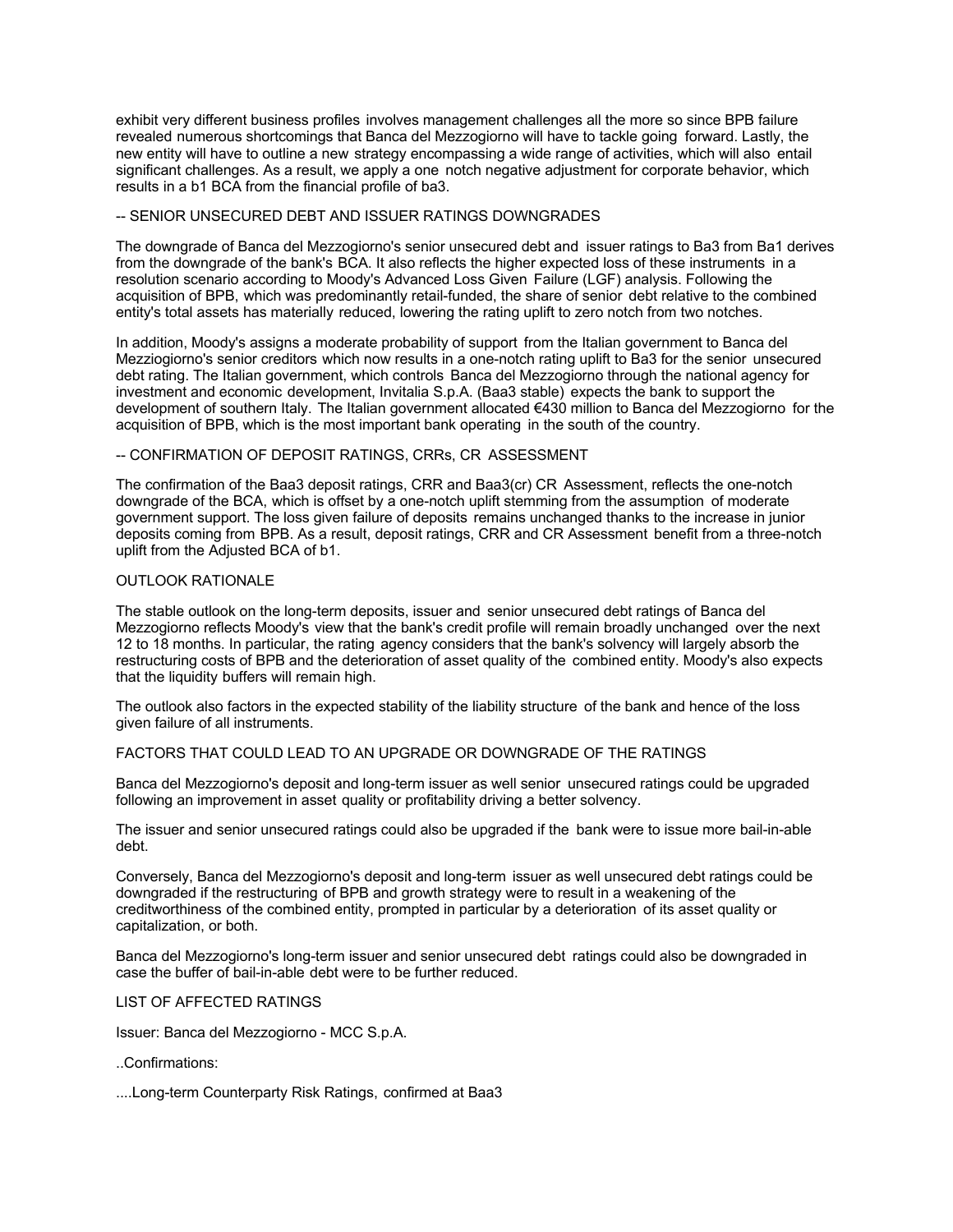exhibit very different business profiles involves management challenges all the more so since BPB failure revealed numerous shortcomings that Banca del Mezzogiorno will have to tackle going forward. Lastly, the new entity will have to outline a new strategy encompassing a wide range of activities, which will also entail significant challenges. As a result, we apply a one notch negative adjustment for corporate behavior, which results in a b1 BCA from the financial profile of ba3.

-- SENIOR UNSECURED DEBT AND ISSUER RATINGS DOWNGRADES

The downgrade of Banca del Mezzogiorno's senior unsecured debt and issuer ratings to Ba3 from Ba1 derives from the downgrade of the bank's BCA. It also reflects the higher expected loss of these instruments in a resolution scenario according to Moody's Advanced Loss Given Failure (LGF) analysis. Following the acquisition of BPB, which was predominantly retail-funded, the share of senior debt relative to the combined entity's total assets has materially reduced, lowering the rating uplift to zero notch from two notches.

In addition, Moody's assigns a moderate probability of support from the Italian government to Banca del Mezziogiorno's senior creditors which now results in a one-notch rating uplift to Ba3 for the senior unsecured debt rating. The Italian government, which controls Banca del Mezzogiorno through the national agency for investment and economic development, Invitalia S.p.A. (Baa3 stable) expects the bank to support the development of southern Italy. The Italian government allocated €430 million to Banca del Mezzogiorno for the acquisition of BPB, which is the most important bank operating in the south of the country.

-- CONFIRMATION OF DEPOSIT RATINGS, CRRs, CR ASSESSMENT

The confirmation of the Baa3 deposit ratings, CRR and Baa3(cr) CR Assessment, reflects the one-notch downgrade of the BCA, which is offset by a one-notch uplift stemming from the assumption of moderate government support. The loss given failure of deposits remains unchanged thanks to the increase in junior deposits coming from BPB. As a result, deposit ratings, CRR and CR Assessment benefit from a three-notch uplift from the Adjusted BCA of b1.

OUTLOOK RATIONALE

The stable outlook on the long-term deposits, issuer and senior unsecured debt ratings of Banca del Mezzogiorno reflects Moody's view that the bank's credit profile will remain broadly unchanged over the next 12 to 18 months. In particular, the rating agency considers that the bank's solvency will largely absorb the restructuring costs of BPB and the deterioration of asset quality of the combined entity. Moody's also expects that the liquidity buffers will remain high.

The outlook also factors in the expected stability of the liability structure of the bank and hence of the loss given failure of all instruments.

FACTORS THAT COULD LEAD TO AN UPGRADE OR DOWNGRADE OF THE RATINGS

Banca del Mezzogiorno's deposit and long-term issuer as well senior unsecured ratings could be upgraded following an improvement in asset quality or profitability driving a better solvency.

The issuer and senior unsecured ratings could also be upgraded if the bank were to issue more bail-in-able debt.

Conversely, Banca del Mezzogiorno's deposit and long-term issuer as well unsecured debt ratings could be downgraded if the restructuring of BPB and growth strategy were to result in a weakening of the creditworthiness of the combined entity, prompted in particular by a deterioration of its asset quality or capitalization, or both.

Banca del Mezzogiorno's long-term issuer and senior unsecured debt ratings could also be downgraded in case the buffer of bail-in-able debt were to be further reduced.

LIST OF AFFECTED RATINGS

Issuer: Banca del Mezzogiorno - MCC S.p.A.

..Confirmations:

....Long-term Counterparty Risk Ratings, confirmed at Baa3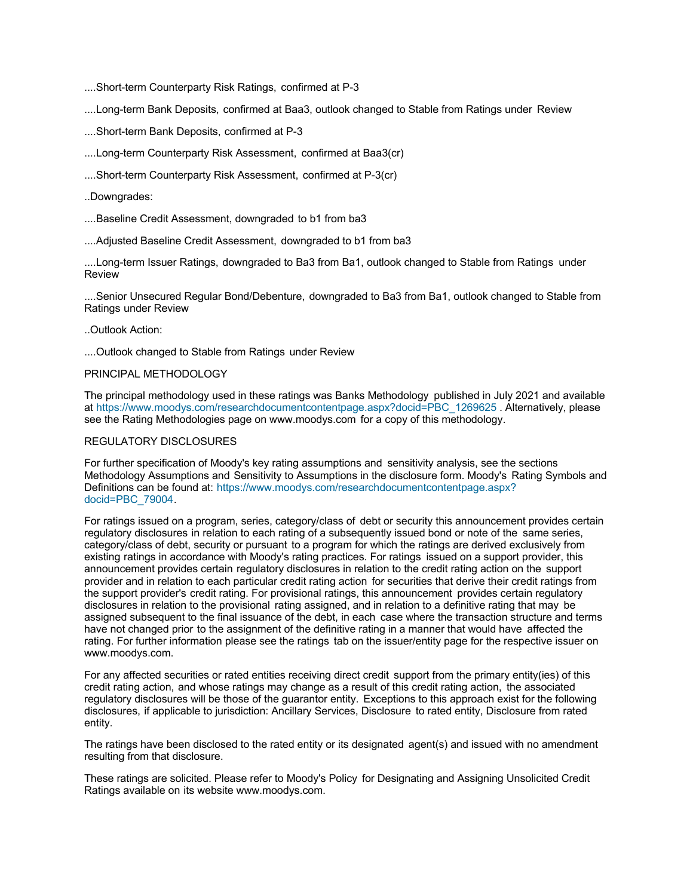....Short-term Counterparty Risk Ratings, confirmed at P-3

....Long-term Bank Deposits, confirmed at Baa3, outlook changed to Stable from Ratings under Review

....Short-term Bank Deposits, confirmed at P-3

....Long-term Counterparty Risk Assessment, confirmed at Baa3(cr)

....Short-term Counterparty Risk Assessment, confirmed at P-3(cr)

..Downgrades:

....Baseline Credit Assessment, downgraded to b1 from ba3

....Adjusted Baseline Credit Assessment, downgraded to b1 from ba3

....Long-term Issuer Ratings, downgraded to Ba3 from Ba1, outlook changed to Stable from Ratings under Review

....Senior Unsecured Regular Bond/Debenture, downgraded to Ba3 from Ba1, outlook changed to Stable from Ratings under Review

..Outlook Action:

....Outlook changed to Stable from Ratings under Review

PRINCIPAL METHODOLOGY

The principal methodology used in these ratings was Banks Methodology published in July 2021 and available at https://www.moodys.com/researchdocumentcontentpage.aspx?docid=PBC_1269625 . Alternatively, please see the Rating Methodologies page on www.moodys.com for a copy of this methodology.

REGULATORY DISCLOSURES

For further specification of Moody's key rating assumptions and sensitivity analysis, see the sections Methodology Assumptions and Sensitivity to Assumptions in the disclosure form. Moody's Rating Symbols and Definitions can be found at: https://www.moodys.com/researchdocumentcontentpage.aspx?docid=PBC_79004.

For ratings issued on a program, series, category/class of debt or security this announcement provides certain regulatory disclosures in relation to each rating of a subsequently issued bond or note of the same series, category/class of debt, security or pursuant to a program for which the ratings are derived exclusively from existing ratings in accordance with Moody's rating practices. For ratings issued on a support provider, this announcement provides certain regulatory disclosures in relation to the credit rating action on the support provider and in relation to each particular credit rating action for securities that derive their credit ratings from the support provider's credit rating. For provisional ratings, this announcement provides certain regulatory disclosures in relation to the provisional rating assigned, and in relation to a definitive rating that may be assigned subsequent to the final issuance of the debt, in each case where the transaction structure and terms have not changed prior to the assignment of the definitive rating in a manner that would have affected the rating. For further information please see the ratings tab on the issuer/entity page for the respective issuer on www.moodys.com.

For any affected securities or rated entities receiving direct credit support from the primary entity(ies) of this credit rating action, and whose ratings may change as a result of this credit rating action, the associated regulatory disclosures will be those of the guarantor entity. Exceptions to this approach exist for the following disclosures, if applicable to jurisdiction: Ancillary Services, Disclosure to rated entity, Disclosure from rated entity.

The ratings have been disclosed to the rated entity or its designated agent(s) and issued with no amendment resulting from that disclosure.

These ratings are solicited. Please refer to Moody's Policy for Designating and Assigning Unsolicited Credit Ratings available on its website www.moodys.com.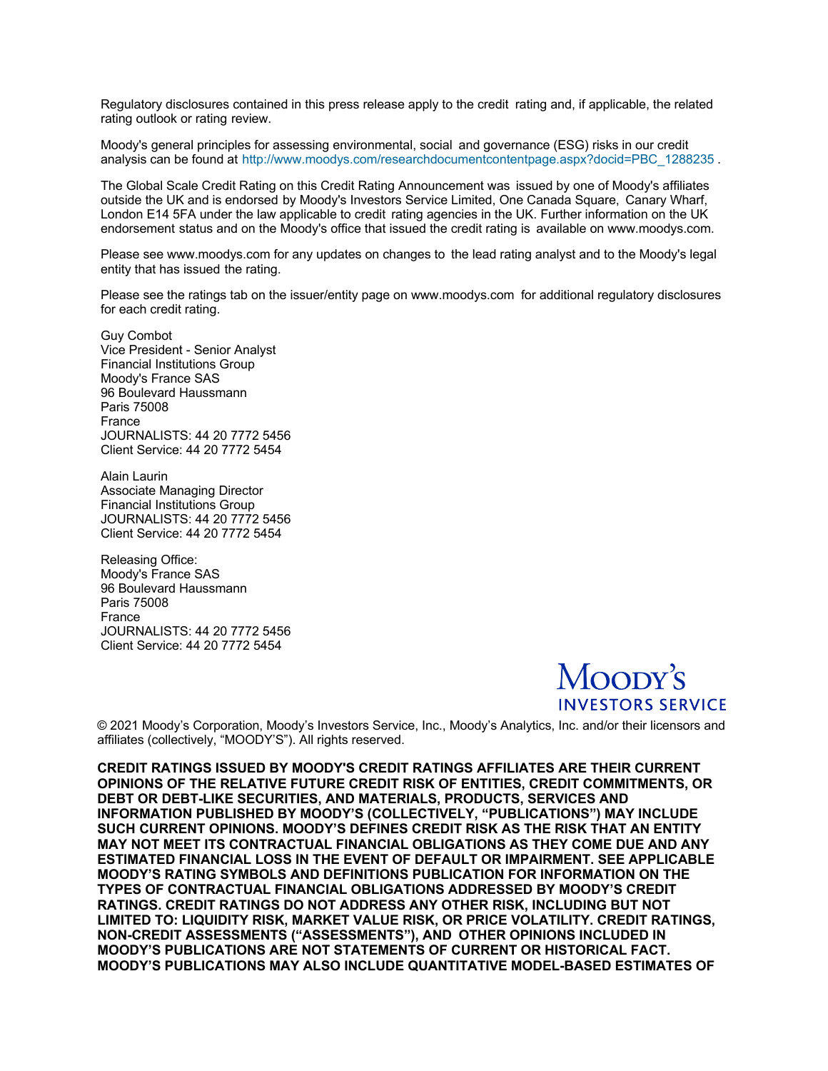Regulatory disclosures contained in this press release apply to the credit rating and, if applicable, the related rating outlook or rating review.

Moody's general principles for assessing environmental, social and governance (ESG) risks in our credit analysis can be found at http://www.moodys.com/researchdocumentcontentpage.aspx?docid=PBC_1288235 .

The Global Scale Credit Rating on this Credit Rating Announcement was issued by one of Moody's affiliates outside the UK and is endorsed by Moody's Investors Service Limited, One Canada Square, Canary Wharf, London E14 5FA under the law applicable to credit rating agencies in the UK. Further information on the UK endorsement status and on the Moody's office that issued the credit rating is available on www.moodys.com.

Please see www.moodys.com for any updates on changes to the lead rating analyst and to the Moody's legal entity that has issued the rating.

Please see the ratings tab on the issuer/entity page on www.moodys.com for additional regulatory disclosures for each credit rating.

Guy Combot
Vice President - Senior Analyst
Financial Institutions Group
Moody's France SAS
96 Boulevard Haussmann
Paris 75008
France
JOURNALISTS: 44 20 7772 5456
Client Service: 44 20 7772 5454

Alain Laurin
Associate Managing Director
Financial Institutions Group
JOURNALISTS: 44 20 7772 5456
Client Service: 44 20 7772 5454

Releasing Office:
Moody's France SAS
96 Boulevard Haussmann
Paris 75008
France
JOURNALISTS: 44 20 7772 5456
Client Service: 44 20 7772 5454

MOODY'S INVESTORS SERVICE

© 2021 Moody's Corporation, Moody's Investors Service, Inc., Moody's Analytics, Inc. and/or their licensors and affiliates (collectively, "MOODY'S"). All rights reserved.

**CREDIT RATINGS ISSUED BY MOODY'S CREDIT RATINGS AFFILIATES ARE THEIR CURRENT OPINIONS OF THE RELATIVE FUTURE CREDIT RISK OF ENTITIES, CREDIT COMMITMENTS, OR DEBT OR DEBT-LIKE SECURITIES, AND MATERIALS, PRODUCTS, SERVICES AND INFORMATION PUBLISHED BY MOODY'S (COLLECTIVELY, "PUBLICATIONS") MAY INCLUDE SUCH CURRENT OPINIONS. MOODY'S DEFINES CREDIT RISK AS THE RISK THAT AN ENTITY MAY NOT MEET ITS CONTRACTUAL FINANCIAL OBLIGATIONS AS THEY COME DUE AND ANY ESTIMATED FINANCIAL LOSS IN THE EVENT OF DEFAULT OR IMPAIRMENT. SEE APPLICABLE MOODY'S RATING SYMBOLS AND DEFINITIONS PUBLICATION FOR INFORMATION ON THE TYPES OF CONTRACTUAL FINANCIAL OBLIGATIONS ADDRESSED BY MOODY'S CREDIT RATINGS. CREDIT RATINGS DO NOT ADDRESS ANY OTHER RISK, INCLUDING BUT NOT LIMITED TO: LIQUIDITY RISK, MARKET VALUE RISK, OR PRICE VOLATILITY. CREDIT RATINGS, NON-CREDIT ASSESSMENTS ("ASSESSMENTS"), AND OTHER OPINIONS INCLUDED IN MOODY'S PUBLICATIONS ARE NOT STATEMENTS OF CURRENT OR HISTORICAL FACT. MOODY'S PUBLICATIONS MAY ALSO INCLUDE QUANTITATIVE MODEL-BASED ESTIMATES OF**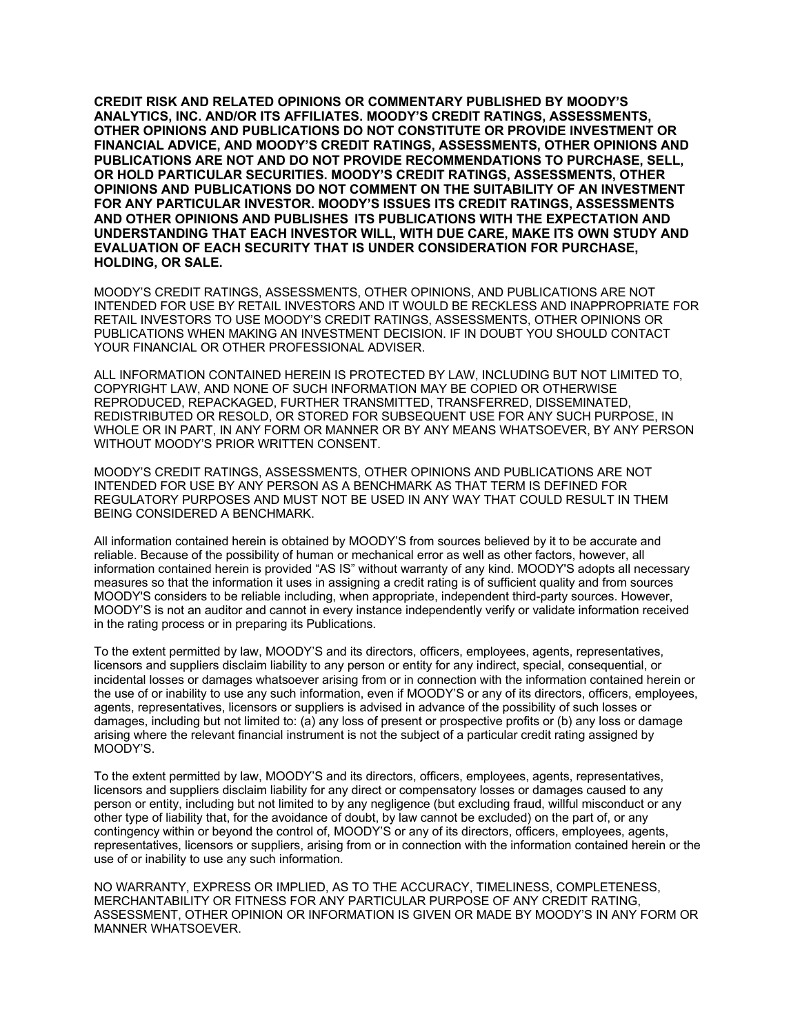**CREDIT RISK AND RELATED OPINIONS OR COMMENTARY PUBLISHED BY MOODY'S ANALYTICS, INC. AND/OR ITS AFFILIATES. MOODY'S CREDIT RATINGS, ASSESSMENTS, OTHER OPINIONS AND PUBLICATIONS DO NOT CONSTITUTE OR PROVIDE INVESTMENT OR FINANCIAL ADVICE, AND MOODY'S CREDIT RATINGS, ASSESSMENTS, OTHER OPINIONS AND PUBLICATIONS ARE NOT AND DO NOT PROVIDE RECOMMENDATIONS TO PURCHASE, SELL, OR HOLD PARTICULAR SECURITIES. MOODY'S CREDIT RATINGS, ASSESSMENTS, OTHER OPINIONS AND PUBLICATIONS DO NOT COMMENT ON THE SUITABILITY OF AN INVESTMENT FOR ANY PARTICULAR INVESTOR. MOODY'S ISSUES ITS CREDIT RATINGS, ASSESSMENTS AND OTHER OPINIONS AND PUBLISHES ITS PUBLICATIONS WITH THE EXPECTATION AND UNDERSTANDING THAT EACH INVESTOR WILL, WITH DUE CARE, MAKE ITS OWN STUDY AND EVALUATION OF EACH SECURITY THAT IS UNDER CONSIDERATION FOR PURCHASE, HOLDING, OR SALE.**

MOODY'S CREDIT RATINGS, ASSESSMENTS, OTHER OPINIONS, AND PUBLICATIONS ARE NOT INTENDED FOR USE BY RETAIL INVESTORS AND IT WOULD BE RECKLESS AND INAPPROPRIATE FOR RETAIL INVESTORS TO USE MOODY'S CREDIT RATINGS, ASSESSMENTS, OTHER OPINIONS OR PUBLICATIONS WHEN MAKING AN INVESTMENT DECISION. IF IN DOUBT YOU SHOULD CONTACT YOUR FINANCIAL OR OTHER PROFESSIONAL ADVISER.

ALL INFORMATION CONTAINED HEREIN IS PROTECTED BY LAW, INCLUDING BUT NOT LIMITED TO, COPYRIGHT LAW, AND NONE OF SUCH INFORMATION MAY BE COPIED OR OTHERWISE REPRODUCED, REPACKAGED, FURTHER TRANSMITTED, TRANSFERRED, DISSEMINATED, REDISTRIBUTED OR RESOLD, OR STORED FOR SUBSEQUENT USE FOR ANY SUCH PURPOSE, IN WHOLE OR IN PART, IN ANY FORM OR MANNER OR BY ANY MEANS WHATSOEVER, BY ANY PERSON WITHOUT MOODY'S PRIOR WRITTEN CONSENT.

MOODY'S CREDIT RATINGS, ASSESSMENTS, OTHER OPINIONS AND PUBLICATIONS ARE NOT INTENDED FOR USE BY ANY PERSON AS A BENCHMARK AS THAT TERM IS DEFINED FOR REGULATORY PURPOSES AND MUST NOT BE USED IN ANY WAY THAT COULD RESULT IN THEM BEING CONSIDERED A BENCHMARK.

All information contained herein is obtained by MOODY'S from sources believed by it to be accurate and reliable. Because of the possibility of human or mechanical error as well as other factors, however, all information contained herein is provided "AS IS" without warranty of any kind. MOODY'S adopts all necessary measures so that the information it uses in assigning a credit rating is of sufficient quality and from sources MOODY'S considers to be reliable including, when appropriate, independent third-party sources. However, MOODY'S is not an auditor and cannot in every instance independently verify or validate information received in the rating process or in preparing its Publications.

To the extent permitted by law, MOODY'S and its directors, officers, employees, agents, representatives, licensors and suppliers disclaim liability to any person or entity for any indirect, special, consequential, or incidental losses or damages whatsoever arising from or in connection with the information contained herein or the use of or inability to use any such information, even if MOODY'S or any of its directors, officers, employees, agents, representatives, licensors or suppliers is advised in advance of the possibility of such losses or damages, including but not limited to: (a) any loss of present or prospective profits or (b) any loss or damage arising where the relevant financial instrument is not the subject of a particular credit rating assigned by MOODY'S.

To the extent permitted by law, MOODY'S and its directors, officers, employees, agents, representatives, licensors and suppliers disclaim liability for any direct or compensatory losses or damages caused to any person or entity, including but not limited to by any negligence (but excluding fraud, willful misconduct or any other type of liability that, for the avoidance of doubt, by law cannot be excluded) on the part of, or any contingency within or beyond the control of, MOODY'S or any of its directors, officers, employees, agents, representatives, licensors or suppliers, arising from or in connection with the information contained herein or the use of or inability to use any such information.

NO WARRANTY, EXPRESS OR IMPLIED, AS TO THE ACCURACY, TIMELINESS, COMPLETENESS, MERCHANTABILITY OR FITNESS FOR ANY PARTICULAR PURPOSE OF ANY CREDIT RATING, ASSESSMENT, OTHER OPINION OR INFORMATION IS GIVEN OR MADE BY MOODY'S IN ANY FORM OR MANNER WHATSOEVER.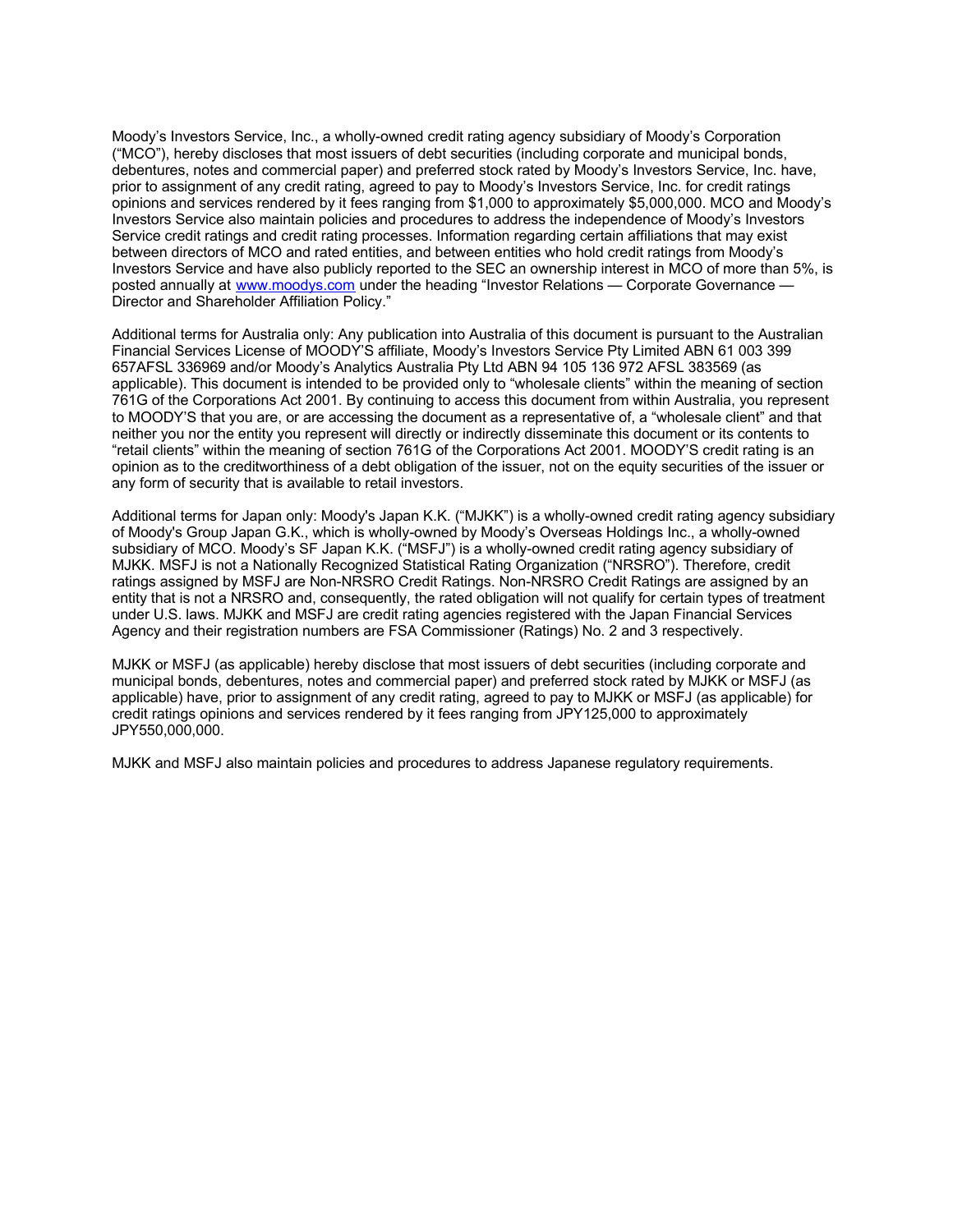Moody's Investors Service, Inc., a wholly-owned credit rating agency subsidiary of Moody's Corporation ("MCO"), hereby discloses that most issuers of debt securities (including corporate and municipal bonds, debentures, notes and commercial paper) and preferred stock rated by Moody's Investors Service, Inc. have, prior to assignment of any credit rating, agreed to pay to Moody's Investors Service, Inc. for credit ratings opinions and services rendered by it fees ranging from $1,000 to approximately $5,000,000. MCO and Moody's Investors Service also maintain policies and procedures to address the independence of Moody's Investors Service credit ratings and credit rating processes. Information regarding certain affiliations that may exist between directors of MCO and rated entities, and between entities who hold credit ratings from Moody's Investors Service and have also publicly reported to the SEC an ownership interest in MCO of more than 5%, is posted annually at [www.moodys.com](http://www.moodys.com) under the heading "Investor Relations — Corporate Governance — Director and Shareholder Affiliation Policy."

Additional terms for Australia only: Any publication into Australia of this document is pursuant to the Australian Financial Services License of MOODY'S affiliate, Moody's Investors Service Pty Limited ABN 61 003 399 657AFSL 336969 and/or Moody's Analytics Australia Pty Ltd ABN 94 105 136 972 AFSL 383569 (as applicable). This document is intended to be provided only to "wholesale clients" within the meaning of section 761G of the Corporations Act 2001. By continuing to access this document from within Australia, you represent to MOODY'S that you are, or are accessing the document as a representative of, a "wholesale client" and that neither you nor the entity you represent will directly or indirectly disseminate this document or its contents to "retail clients" within the meaning of section 761G of the Corporations Act 2001. MOODY'S credit rating is an opinion as to the creditworthiness of a debt obligation of the issuer, not on the equity securities of the issuer or any form of security that is available to retail investors.

Additional terms for Japan only: Moody's Japan K.K. ("MJKK") is a wholly-owned credit rating agency subsidiary of Moody's Group Japan G.K., which is wholly-owned by Moody's Overseas Holdings Inc., a wholly-owned subsidiary of MCO. Moody's SF Japan K.K. ("MSFJ") is a wholly-owned credit rating agency subsidiary of MJKK. MSFJ is not a Nationally Recognized Statistical Rating Organization ("NRSRO"). Therefore, credit ratings assigned by MSFJ are Non-NRSRO Credit Ratings. Non-NRSRO Credit Ratings are assigned by an entity that is not a NRSRO and, consequently, the rated obligation will not qualify for certain types of treatment under U.S. laws. MJKK and MSFJ are credit rating agencies registered with the Japan Financial Services Agency and their registration numbers are FSA Commissioner (Ratings) No. 2 and 3 respectively.

MJKK or MSFJ (as applicable) hereby disclose that most issuers of debt securities (including corporate and municipal bonds, debentures, notes and commercial paper) and preferred stock rated by MJKK or MSFJ (as applicable) have, prior to assignment of any credit rating, agreed to pay to MJKK or MSFJ (as applicable) for credit ratings opinions and services rendered by it fees ranging from JPY125,000 to approximately JPY550,000,000.

MJKK and MSFJ also maintain policies and procedures to address Japanese regulatory requirements.